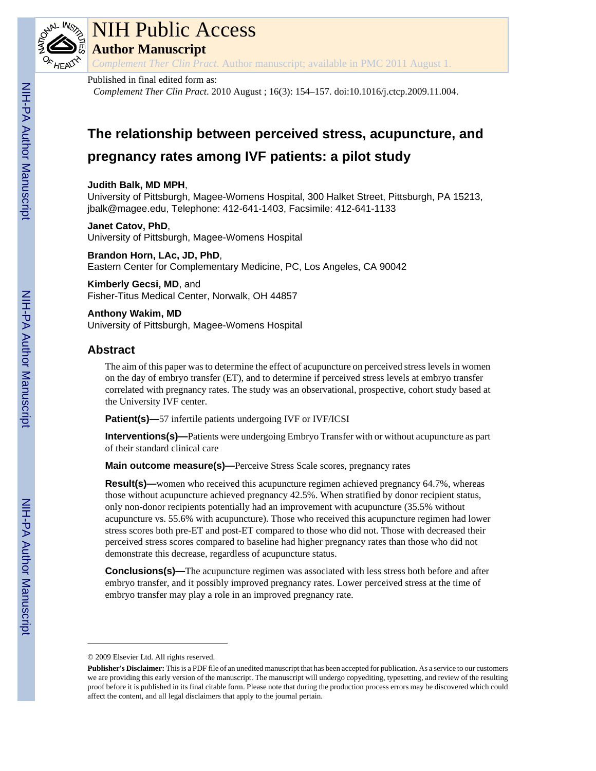# The relationship between perceived stress, acupuncture, and pregnancy rates among IVF patients: a pilot study

**Judith Balk, MD MPH**,
University of Pittsburgh, Magee-Womens Hospital, 300 Halket Street, Pittsburgh, PA 15213, jbalk@magee.edu, Telephone: 412-641-1403, Facsimile: 412-641-1133

**Janet Catov, PhD**,
University of Pittsburgh, Magee-Womens Hospital

**Brandon Horn, LAc, JD, PhD**,
Eastern Center for Complementary Medicine, PC, Los Angeles, CA 90042

**Kimberly Gecsi, MD**, and
Fisher-Titus Medical Center, Norwalk, OH 44857

**Anthony Wakim, MD**
University of Pittsburgh, Magee-Womens Hospital

## Abstract

The aim of this paper was to determine the effect of acupuncture on perceived stress levels in women on the day of embryo transfer (ET), and to determine if perceived stress levels at embryo transfer correlated with pregnancy rates. The study was an observational, prospective, cohort study based at the University IVF center.

**Patient(s)—**57 infertile patients undergoing IVF or IVF/ICSI

**Interventions(s)—**Patients were undergoing Embryo Transfer with or without acupuncture as part of their standard clinical care

**Main outcome measure(s)—**Perceive Stress Scale scores, pregnancy rates

**Result(s)—**women who received this acupuncture regimen achieved pregnancy 64.7%, whereas those without acupuncture achieved pregnancy 42.5%. When stratified by donor recipient status, only non-donor recipients potentially had an improvement with acupuncture (35.5% without acupuncture vs. 55.6% with acupuncture). Those who received this acupuncture regimen had lower stress scores both pre-ET and post-ET compared to those who did not. Those with decreased their perceived stress scores compared to baseline had higher pregnancy rates than those who did not demonstrate this decrease, regardless of acupuncture status.

**Conclusions(s)—**The acupuncture regimen was associated with less stress both before and after embryo transfer, and it possibly improved pregnancy rates. Lower perceived stress at the time of embryo transfer may play a role in an improved pregnancy rate.

---

© 2009 Elsevier Ltd. All rights reserved.

**Publisher's Disclaimer:** This is a PDF file of an unedited manuscript that has been accepted for publication. As a service to our customers we are providing this early version of the manuscript. The manuscript will undergo copyediting, typesetting, and review of the resulting proof before it is published in its final citable form. Please note that during the production process errors may be discovered which could affect the content, and all legal disclaimers that apply to the journal pertain.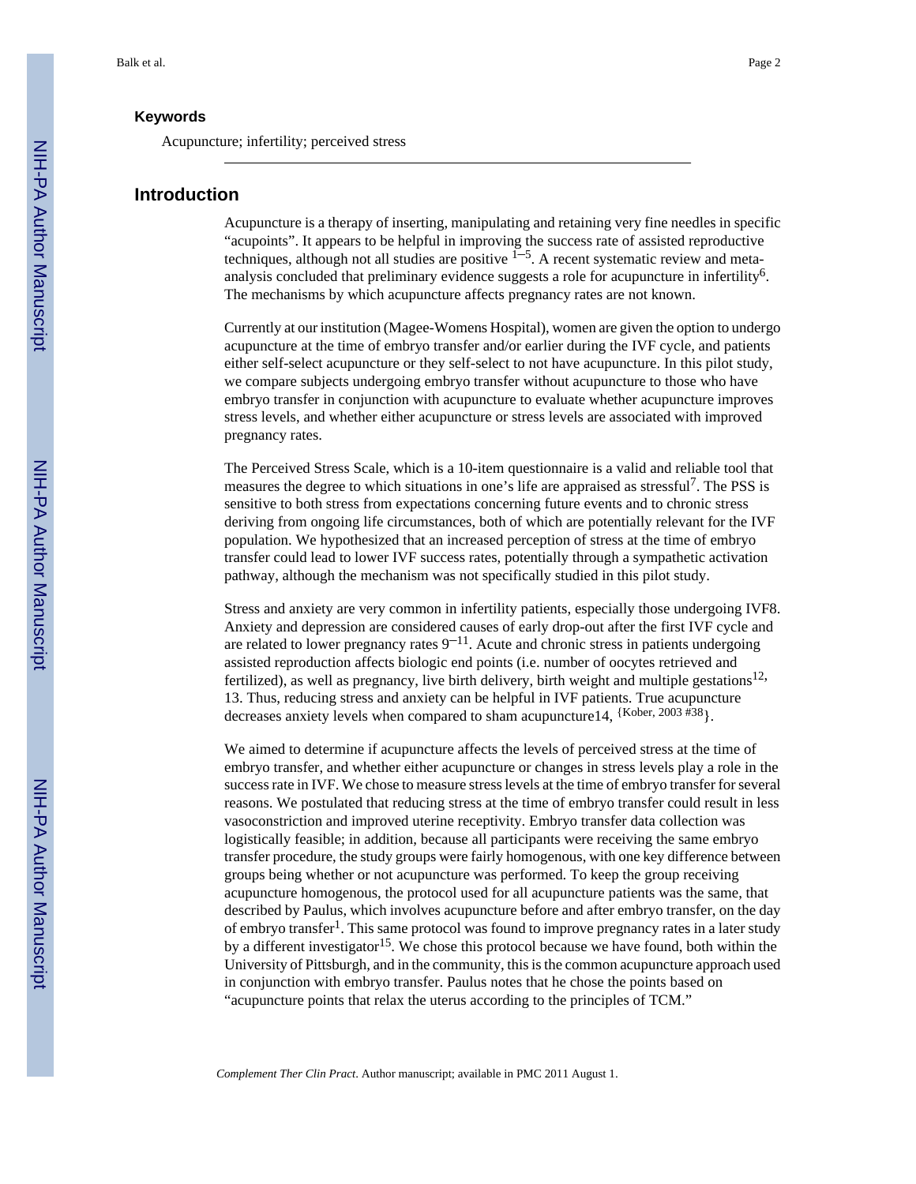## Keywords

Acupuncture; infertility; perceived stress

## Introduction

Acupuncture is a therapy of inserting, manipulating and retaining very fine needles in specific "acupoints". It appears to be helpful in improving the success rate of assisted reproductive techniques, although not all studies are positive [1–5]. A recent systematic review and meta-analysis concluded that preliminary evidence suggests a role for acupuncture in infertility[6]. The mechanisms by which acupuncture affects pregnancy rates are not known.

Currently at our institution (Magee-Womens Hospital), women are given the option to undergo acupuncture at the time of embryo transfer and/or earlier during the IVF cycle, and patients either self-select acupuncture or they self-select to not have acupuncture. In this pilot study, we compare subjects undergoing embryo transfer without acupuncture to those who have embryo transfer in conjunction with acupuncture to evaluate whether acupuncture improves stress levels, and whether either acupuncture or stress levels are associated with improved pregnancy rates.

The Perceived Stress Scale, which is a 10-item questionnaire is a valid and reliable tool that measures the degree to which situations in one's life are appraised as stressful[7]. The PSS is sensitive to both stress from expectations concerning future events and to chronic stress deriving from ongoing life circumstances, both of which are potentially relevant for the IVF population. We hypothesized that an increased perception of stress at the time of embryo transfer could lead to lower IVF success rates, potentially through a sympathetic activation pathway, although the mechanism was not specifically studied in this pilot study.

Stress and anxiety are very common in infertility patients, especially those undergoing IVF8. Anxiety and depression are considered causes of early drop-out after the first IVF cycle and are related to lower pregnancy rates 9[–11]. Acute and chronic stress in patients undergoing assisted reproduction affects biologic end points (i.e. number of oocytes retrieved and fertilized), as well as pregnancy, live birth delivery, birth weight and multiple gestations[12], 13. Thus, reducing stress and anxiety can be helpful in IVF patients. True acupuncture decreases anxiety levels when compared to sham acupuncture14, [{Kober, 2003 #38}].

We aimed to determine if acupuncture affects the levels of perceived stress at the time of embryo transfer, and whether either acupuncture or changes in stress levels play a role in the success rate in IVF. We chose to measure stress levels at the time of embryo transfer for several reasons. We postulated that reducing stress at the time of embryo transfer could result in less vasoconstriction and improved uterine receptivity. Embryo transfer data collection was logistically feasible; in addition, because all participants were receiving the same embryo transfer procedure, the study groups were fairly homogenous, with one key difference between groups being whether or not acupuncture was performed. To keep the group receiving acupuncture homogenous, the protocol used for all acupuncture patients was the same, that described by Paulus, which involves acupuncture before and after embryo transfer, on the day of embryo transfer[1]. This same protocol was found to improve pregnancy rates in a later study by a different investigator[15]. We chose this protocol because we have found, both within the University of Pittsburgh, and in the community, this is the common acupuncture approach used in conjunction with embryo transfer. Paulus notes that he chose the points based on "acupuncture points that relax the uterus according to the principles of TCM."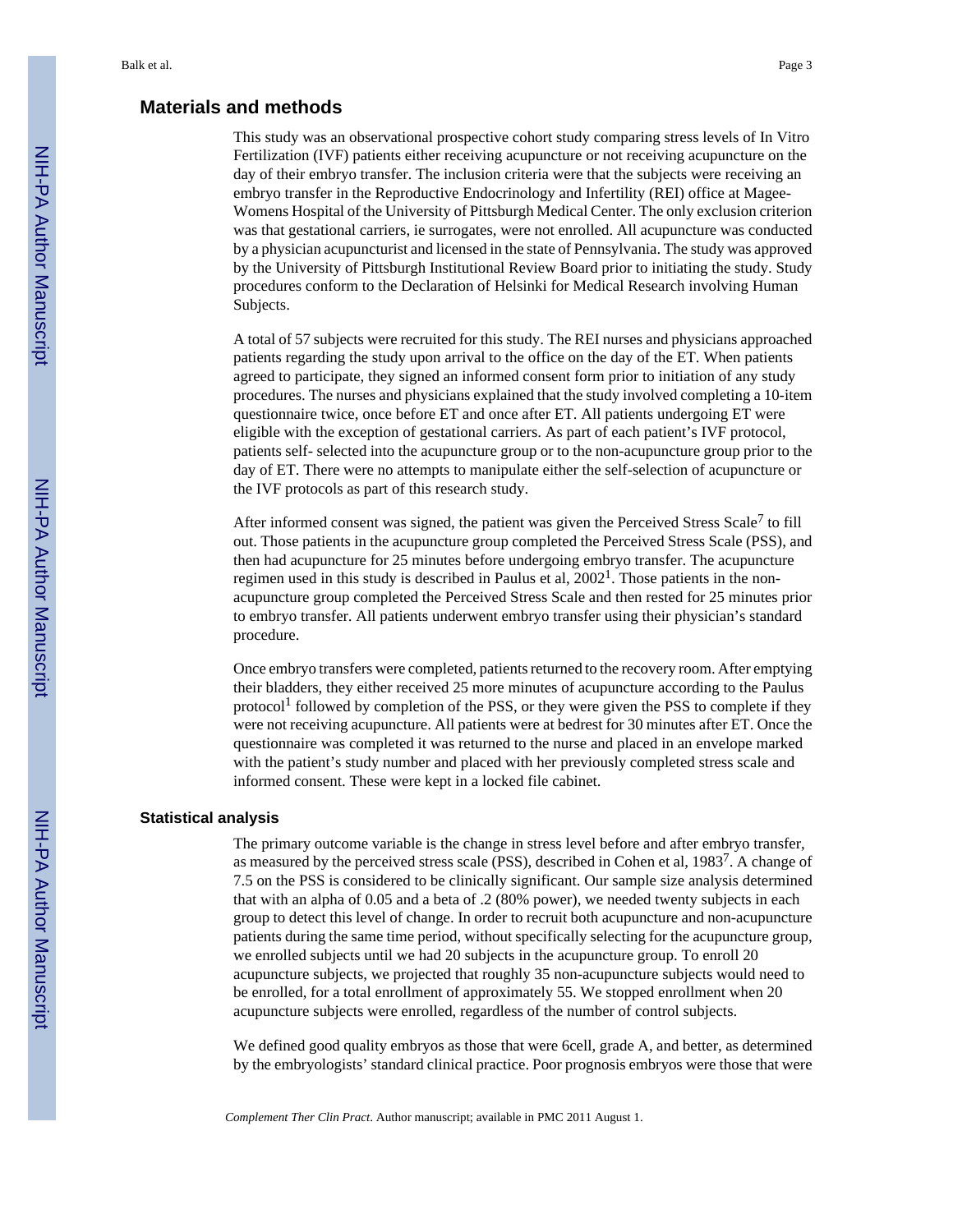## Materials and methods

This study was an observational prospective cohort study comparing stress levels of In Vitro Fertilization (IVF) patients either receiving acupuncture or not receiving acupuncture on the day of their embryo transfer. The inclusion criteria were that the subjects were receiving an embryo transfer in the Reproductive Endocrinology and Infertility (REI) office at Magee-Womens Hospital of the University of Pittsburgh Medical Center. The only exclusion criterion was that gestational carriers, ie surrogates, were not enrolled. All acupuncture was conducted by a physician acupuncturist and licensed in the state of Pennsylvania. The study was approved by the University of Pittsburgh Institutional Review Board prior to initiating the study. Study procedures conform to the Declaration of Helsinki for Medical Research involving Human Subjects.

A total of 57 subjects were recruited for this study. The REI nurses and physicians approached patients regarding the study upon arrival to the office on the day of the ET. When patients agreed to participate, they signed an informed consent form prior to initiation of any study procedures. The nurses and physicians explained that the study involved completing a 10-item questionnaire twice, once before ET and once after ET. All patients undergoing ET were eligible with the exception of gestational carriers. As part of each patient's IVF protocol, patients self- selected into the acupuncture group or to the non-acupuncture group prior to the day of ET. There were no attempts to manipulate either the self-selection of acupuncture or the IVF protocols as part of this research study.

After informed consent was signed, the patient was given the Perceived Stress Scale[7] to fill out. Those patients in the acupuncture group completed the Perceived Stress Scale (PSS), and then had acupuncture for 25 minutes before undergoing embryo transfer. The acupuncture regimen used in this study is described in Paulus et al, 2002[1]. Those patients in the non-acupuncture group completed the Perceived Stress Scale and then rested for 25 minutes prior to embryo transfer. All patients underwent embryo transfer using their physician's standard procedure.

Once embryo transfers were completed, patients returned to the recovery room. After emptying their bladders, they either received 25 more minutes of acupuncture according to the Paulus protocol[1] followed by completion of the PSS, or they were given the PSS to complete if they were not receiving acupuncture. All patients were at bedrest for 30 minutes after ET. Once the questionnaire was completed it was returned to the nurse and placed in an envelope marked with the patient's study number and placed with her previously completed stress scale and informed consent. These were kept in a locked file cabinet.

### Statistical analysis

The primary outcome variable is the change in stress level before and after embryo transfer, as measured by the perceived stress scale (PSS), described in Cohen et al, 1983[7]. A change of 7.5 on the PSS is considered to be clinically significant. Our sample size analysis determined that with an alpha of 0.05 and a beta of .2 (80% power), we needed twenty subjects in each group to detect this level of change. In order to recruit both acupuncture and non-acupuncture patients during the same time period, without specifically selecting for the acupuncture group, we enrolled subjects until we had 20 subjects in the acupuncture group. To enroll 20 acupuncture subjects, we projected that roughly 35 non-acupuncture subjects would need to be enrolled, for a total enrollment of approximately 55. We stopped enrollment when 20 acupuncture subjects were enrolled, regardless of the number of control subjects.

We defined good quality embryos as those that were 6cell, grade A, and better, as determined by the embryologists' standard clinical practice. Poor prognosis embryos were those that were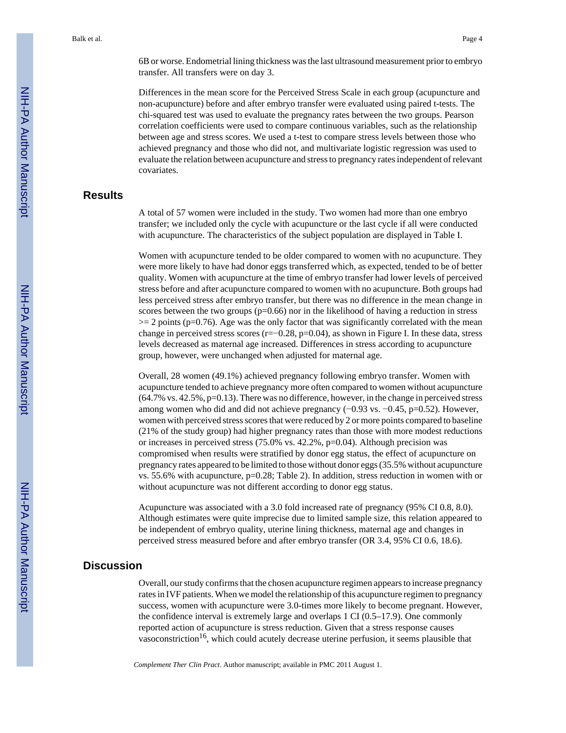6B or worse. Endometrial lining thickness was the last ultrasound measurement prior to embryo transfer. All transfers were on day 3.

Differences in the mean score for the Perceived Stress Scale in each group (acupuncture and non-acupuncture) before and after embryo transfer were evaluated using paired t-tests. The chi-squared test was used to evaluate the pregnancy rates between the two groups. Pearson correlation coefficients were used to compare continuous variables, such as the relationship between age and stress scores. We used a t-test to compare stress levels between those who achieved pregnancy and those who did not, and multivariate logistic regression was used to evaluate the relation between acupuncture and stress to pregnancy rates independent of relevant covariates.

## Results

A total of 57 women were included in the study. Two women had more than one embryo transfer; we included only the cycle with acupuncture or the last cycle if all were conducted with acupuncture. The characteristics of the subject population are displayed in Table I.

Women with acupuncture tended to be older compared to women with no acupuncture. They were more likely to have had donor eggs transferred which, as expected, tended to be of better quality. Women with acupuncture at the time of embryo transfer had lower levels of perceived stress before and after acupuncture compared to women with no acupuncture. Both groups had less perceived stress after embryo transfer, but there was no difference in the mean change in scores between the two groups ($p=0.66$) nor in the likelihood of having a reduction in stress >= 2 points ($p=0.76$). Age was the only factor that was significantly correlated with the mean change in perceived stress scores ($r=-0.28$, $p=0.04$), as shown in Figure I. In these data, stress levels decreased as maternal age increased. Differences in stress according to acupuncture group, however, were unchanged when adjusted for maternal age.

Overall, 28 women (49.1%) achieved pregnancy following embryo transfer. Women with acupuncture tended to achieve pregnancy more often compared to women without acupuncture (64.7% vs. 42.5%, $p=0.13$). There was no difference, however, in the change in perceived stress among women who did and did not achieve pregnancy (−0.93 vs. −0.45, $p=0.52$). However, women with perceived stress scores that were reduced by 2 or more points compared to baseline (21% of the study group) had higher pregnancy rates than those with more modest reductions or increases in perceived stress (75.0% vs. 42.2%, $p=0.04$). Although precision was compromised when results were stratified by donor egg status, the effect of acupuncture on pregnancy rates appeared to be limited to those without donor eggs (35.5% without acupuncture vs. 55.6% with acupuncture, $p=0.28$; Table 2). In addition, stress reduction in women with or without acupuncture was not different according to donor egg status.

Acupuncture was associated with a 3.0 fold increased rate of pregnancy (95% CI 0.8, 8.0). Although estimates were quite imprecise due to limited sample size, this relation appeared to be independent of embryo quality, uterine lining thickness, maternal age and changes in perceived stress measured before and after embryo transfer (OR 3.4, 95% CI 0.6, 18.6).

## Discussion

Overall, our study confirms that the chosen acupuncture regimen appears to increase pregnancy rates in IVF patients. When we model the relationship of this acupuncture regimen to pregnancy success, women with acupuncture were 3.0-times more likely to become pregnant. However, the confidence interval is extremely large and overlaps 1 CI (0.5–17.9). One commonly reported action of acupuncture is stress reduction. Given that a stress response causes vasoconstriction[16], which could acutely decrease uterine perfusion, it seems plausible that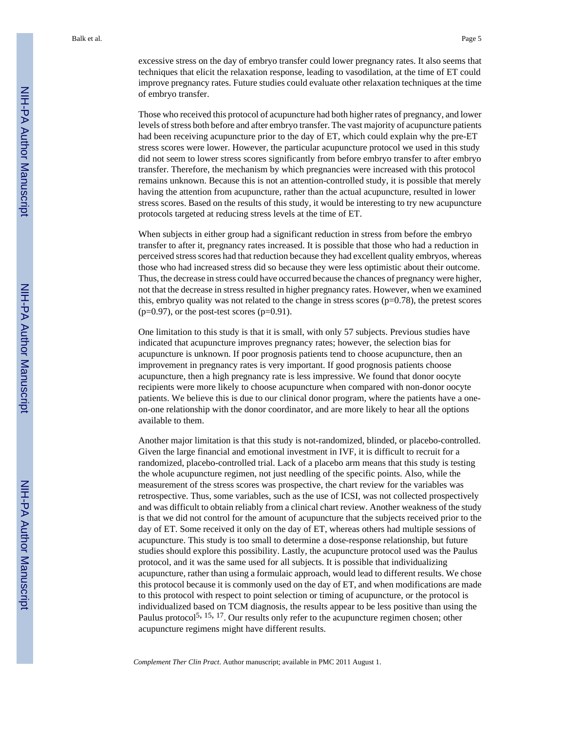excessive stress on the day of embryo transfer could lower pregnancy rates. It also seems that techniques that elicit the relaxation response, leading to vasodilation, at the time of ET could improve pregnancy rates. Future studies could evaluate other relaxation techniques at the time of embryo transfer.

Those who received this protocol of acupuncture had both higher rates of pregnancy, and lower levels of stress both before and after embryo transfer. The vast majority of acupuncture patients had been receiving acupuncture prior to the day of ET, which could explain why the pre-ET stress scores were lower. However, the particular acupuncture protocol we used in this study did not seem to lower stress scores significantly from before embryo transfer to after embryo transfer. Therefore, the mechanism by which pregnancies were increased with this protocol remains unknown. Because this is not an attention-controlled study, it is possible that merely having the attention from acupuncture, rather than the actual acupuncture, resulted in lower stress scores. Based on the results of this study, it would be interesting to try new acupuncture protocols targeted at reducing stress levels at the time of ET.

When subjects in either group had a significant reduction in stress from before the embryo transfer to after it, pregnancy rates increased. It is possible that those who had a reduction in perceived stress scores had that reduction because they had excellent quality embryos, whereas those who had increased stress did so because they were less optimistic about their outcome. Thus, the decrease in stress could have occurred because the chances of pregnancy were higher, not that the decrease in stress resulted in higher pregnancy rates. However, when we examined this, embryo quality was not related to the change in stress scores ($p=0.78$), the pretest scores ($p=0.97$), or the post-test scores ($p=0.91$).

One limitation to this study is that it is small, with only 57 subjects. Previous studies have indicated that acupuncture improves pregnancy rates; however, the selection bias for acupuncture is unknown. If poor prognosis patients tend to choose acupuncture, then an improvement in pregnancy rates is very important. If good prognosis patients choose acupuncture, then a high pregnancy rate is less impressive. We found that donor oocyte recipients were more likely to choose acupuncture when compared with non-donor oocyte patients. We believe this is due to our clinical donor program, where the patients have a one-on-one relationship with the donor coordinator, and are more likely to hear all the options available to them.

Another major limitation is that this study is not-randomized, blinded, or placebo-controlled. Given the large financial and emotional investment in IVF, it is difficult to recruit for a randomized, placebo-controlled trial. Lack of a placebo arm means that this study is testing the whole acupuncture regimen, not just needling of the specific points. Also, while the measurement of the stress scores was prospective, the chart review for the variables was retrospective. Thus, some variables, such as the use of ICSI, was not collected prospectively and was difficult to obtain reliably from a clinical chart review. Another weakness of the study is that we did not control for the amount of acupuncture that the subjects received prior to the day of ET. Some received it only on the day of ET, whereas others had multiple sessions of acupuncture. This study is too small to determine a dose-response relationship, but future studies should explore this possibility. Lastly, the acupuncture protocol used was the Paulus protocol, and it was the same used for all subjects. It is possible that individualizing acupuncture, rather than using a formulaic approach, would lead to different results. We chose this protocol because it is commonly used on the day of ET, and when modifications are made to this protocol with respect to point selection or timing of acupuncture, or the protocol is individualized based on TCM diagnosis, the results appear to be less positive than using the Paulus protocol[5, 15, 17]. Our results only refer to the acupuncture regimen chosen; other acupuncture regimens might have different results.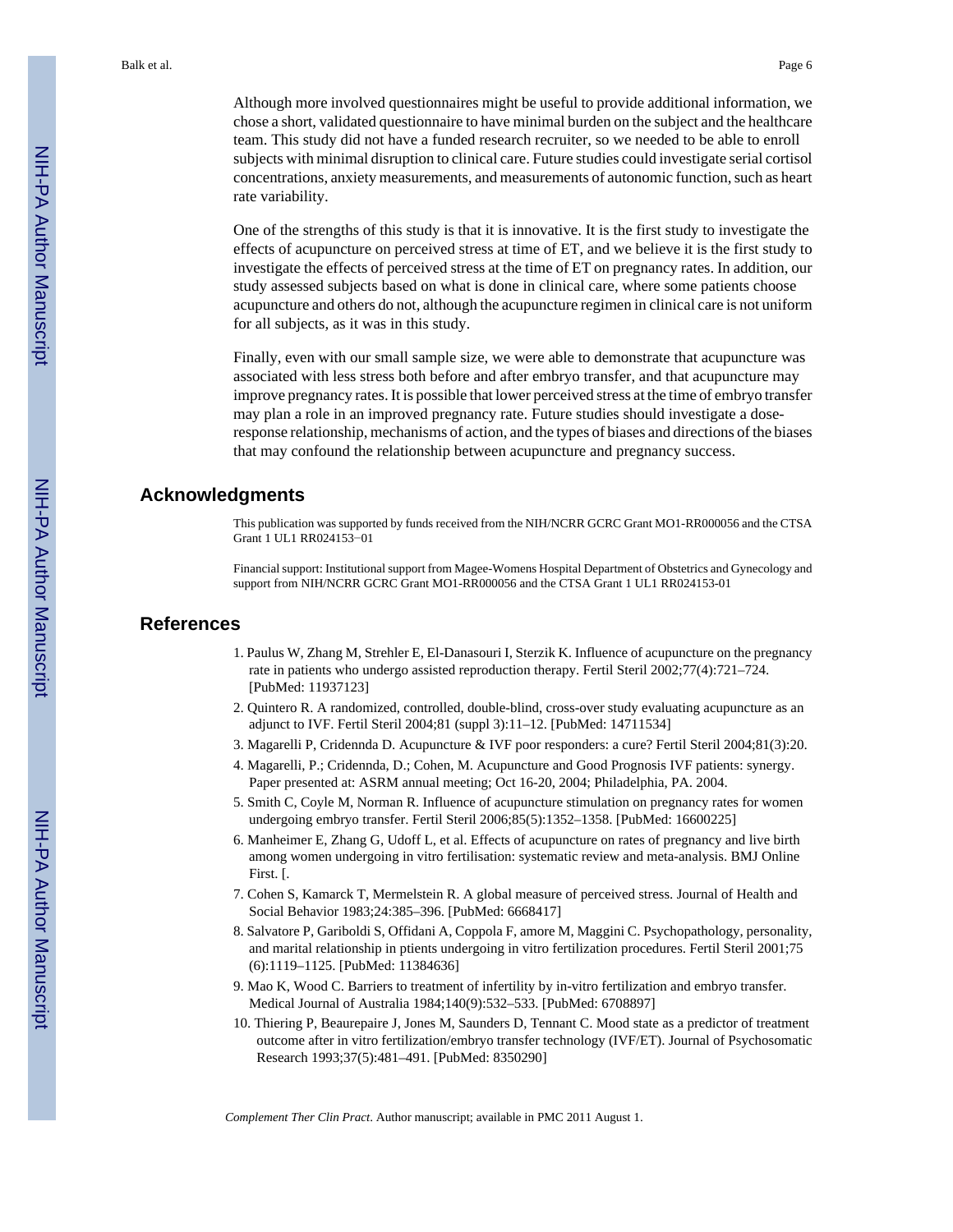Although more involved questionnaires might be useful to provide additional information, we chose a short, validated questionnaire to have minimal burden on the subject and the healthcare team. This study did not have a funded research recruiter, so we needed to be able to enroll subjects with minimal disruption to clinical care. Future studies could investigate serial cortisol concentrations, anxiety measurements, and measurements of autonomic function, such as heart rate variability.

One of the strengths of this study is that it is innovative. It is the first study to investigate the effects of acupuncture on perceived stress at time of ET, and we believe it is the first study to investigate the effects of perceived stress at the time of ET on pregnancy rates. In addition, our study assessed subjects based on what is done in clinical care, where some patients choose acupuncture and others do not, although the acupuncture regimen in clinical care is not uniform for all subjects, as it was in this study.

Finally, even with our small sample size, we were able to demonstrate that acupuncture was associated with less stress both before and after embryo transfer, and that acupuncture may improve pregnancy rates. It is possible that lower perceived stress at the time of embryo transfer may plan a role in an improved pregnancy rate. Future studies should investigate a dose-response relationship, mechanisms of action, and the types of biases and directions of the biases that may confound the relationship between acupuncture and pregnancy success.

## Acknowledgments

This publication was supported by funds received from the NIH/NCRR GCRC Grant MO1-RR000056 and the CTSA Grant 1 UL1 RR024153−01

Financial support: Institutional support from Magee-Womens Hospital Department of Obstetrics and Gynecology and support from NIH/NCRR GCRC Grant MO1-RR000056 and the CTSA Grant 1 UL1 RR024153-01

## References

1. Paulus W, Zhang M, Strehler E, El-Danasouri I, Sterzik K. Influence of acupuncture on the pregnancy rate in patients who undergo assisted reproduction therapy. Fertil Steril 2002;77(4):721–724. [PubMed: 11937123]
2. Quintero R. A randomized, controlled, double-blind, cross-over study evaluating acupuncture as an adjunct to IVF. Fertil Steril 2004;81 (suppl 3):11–12. [PubMed: 14711534]
3. Magarelli P, Cridennda D. Acupuncture & IVF poor responders: a cure? Fertil Steril 2004;81(3):20.
4. Magarelli, P.; Cridennda, D.; Cohen, M. Acupuncture and Good Prognosis IVF patients: synergy. Paper presented at: ASRM annual meeting; Oct 16-20, 2004; Philadelphia, PA. 2004.
5. Smith C, Coyle M, Norman R. Influence of acupuncture stimulation on pregnancy rates for women undergoing embryo transfer. Fertil Steril 2006;85(5):1352–1358. [PubMed: 16600225]
6. Manheimer E, Zhang G, Udoff L, et al. Effects of acupuncture on rates of pregnancy and live birth among women undergoing in vitro fertilisation: systematic review and meta-analysis. BMJ Online First. [.
7. Cohen S, Kamarck T, Mermelstein R. A global measure of perceived stress. Journal of Health and Social Behavior 1983;24:385–396. [PubMed: 6668417]
8. Salvatore P, Gariboldi S, Offidani A, Coppola F, amore M, Maggini C. Psychopathology, personality, and marital relationship in ptients undergoing in vitro fertilization procedures. Fertil Steril 2001;75 (6):1119–1125. [PubMed: 11384636]
9. Mao K, Wood C. Barriers to treatment of infertility by in-vitro fertilization and embryo transfer. Medical Journal of Australia 1984;140(9):532–533. [PubMed: 6708897]
10. Thiering P, Beaurepaire J, Jones M, Saunders D, Tennant C. Mood state as a predictor of treatment outcome after in vitro fertilization/embryo transfer technology (IVF/ET). Journal of Psychosomatic Research 1993;37(5):481–491. [PubMed: 8350290]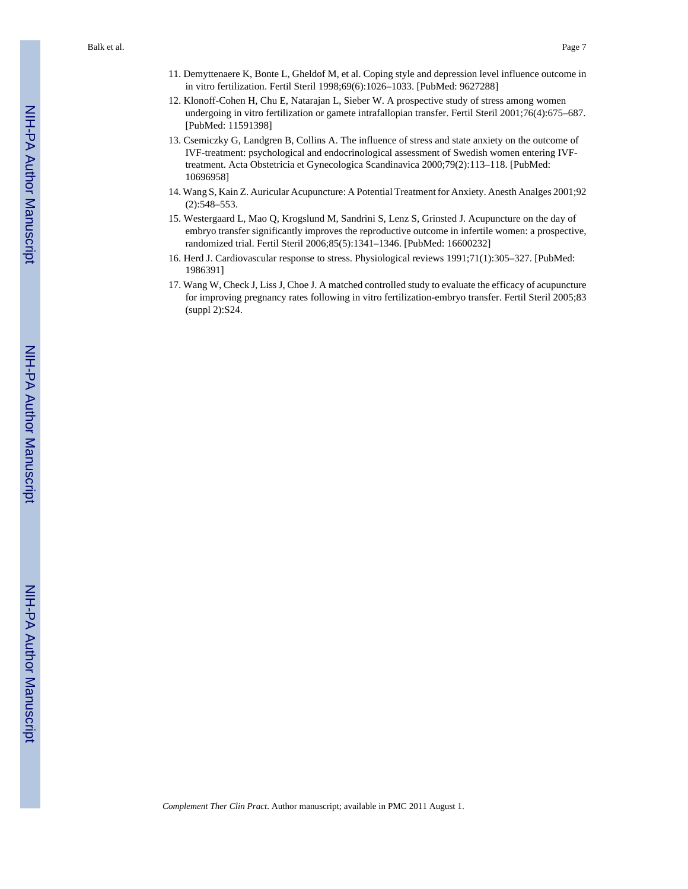11. Demyttenaere K, Bonte L, Gheldof M, et al. Coping style and depression level influence outcome in in vitro fertilization. Fertil Steril 1998;69(6):1026–1033. [PubMed: 9627288]
12. Klonoff-Cohen H, Chu E, Natarajan L, Sieber W. A prospective study of stress among women undergoing in vitro fertilization or gamete intrafallopian transfer. Fertil Steril 2001;76(4):675–687. [PubMed: 11591398]
13. Csemiczky G, Landgren B, Collins A. The influence of stress and state anxiety on the outcome of IVF-treatment: psychological and endocrinological assessment of Swedish women entering IVF-treatment. Acta Obstetricia et Gynecologica Scandinavica 2000;79(2):113–118. [PubMed: 10696958]
14. Wang S, Kain Z. Auricular Acupuncture: A Potential Treatment for Anxiety. Anesth Analges 2001;92 (2):548–553.
15. Westergaard L, Mao Q, Krogslund M, Sandrini S, Lenz S, Grinsted J. Acupuncture on the day of embryo transfer significantly improves the reproductive outcome in infertile women: a prospective, randomized trial. Fertil Steril 2006;85(5):1341–1346. [PubMed: 16600232]
16. Herd J. Cardiovascular response to stress. Physiological reviews 1991;71(1):305–327. [PubMed: 1986391]
17. Wang W, Check J, Liss J, Choe J. A matched controlled study to evaluate the efficacy of acupuncture for improving pregnancy rates following in vitro fertilization-embryo transfer. Fertil Steril 2005;83 (suppl 2):S24.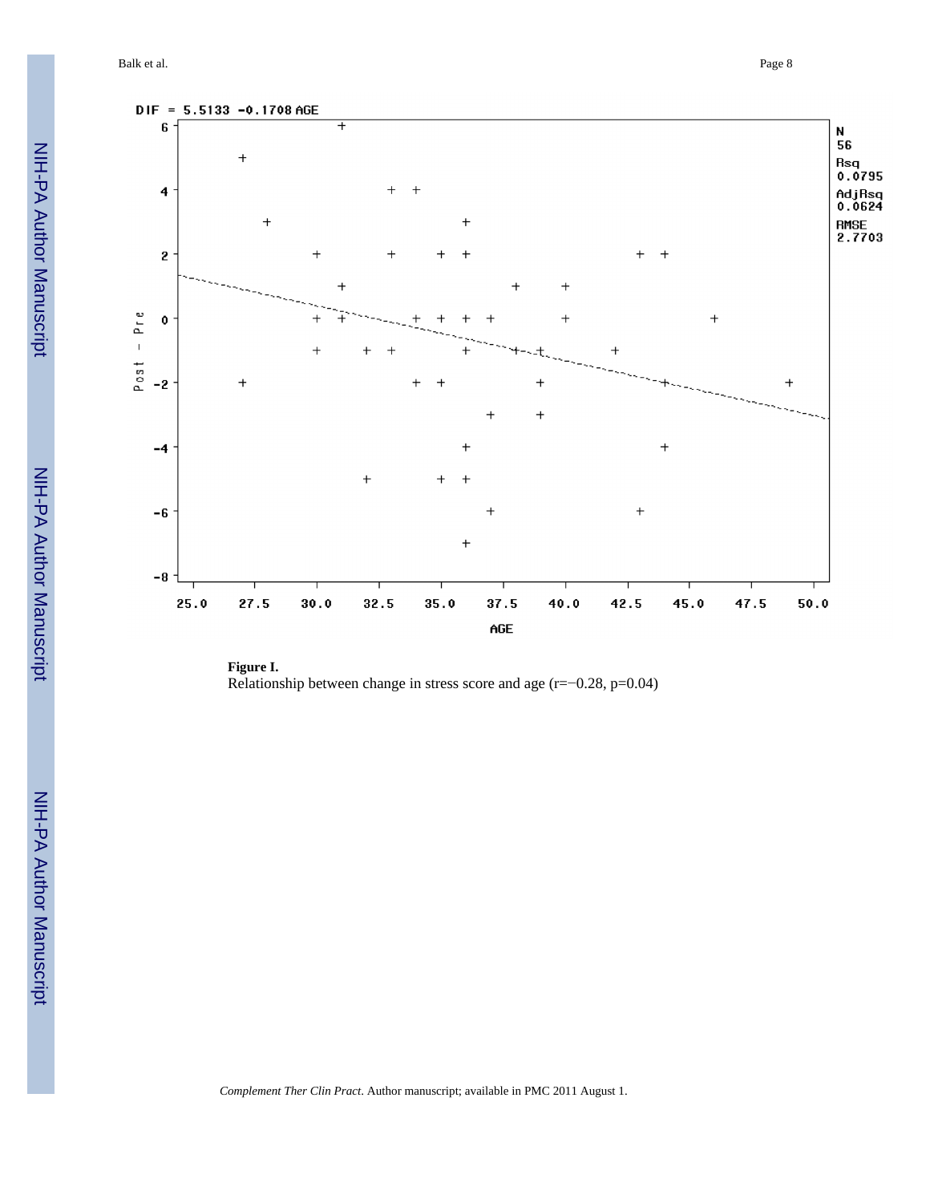**Figure I.**

Relationship between change in stress score and age (r=−0.28, p=0.04)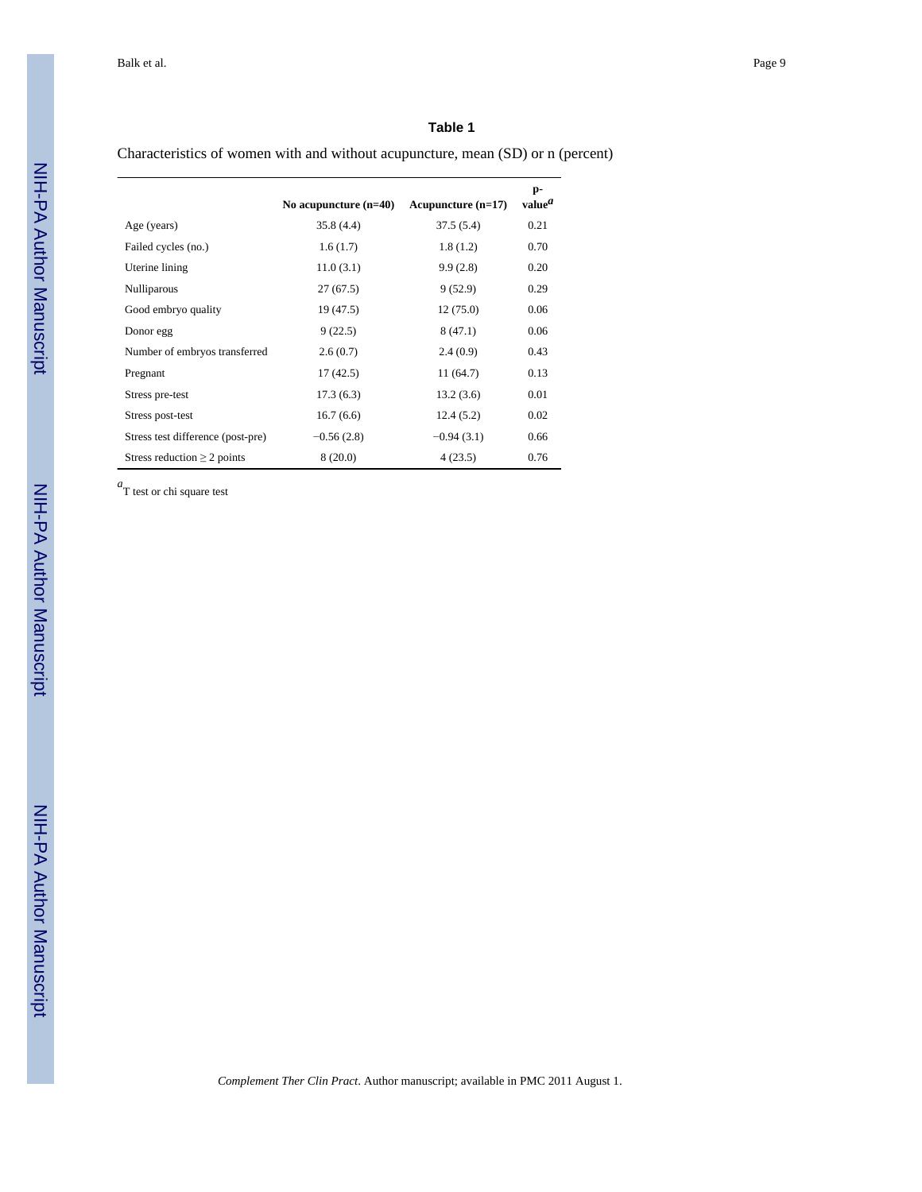**Table 1**

Characteristics of women with and without acupuncture, mean (SD) or n (percent)

| | No acupuncture (n=40) | Acupuncture (n=17) | p-value[a] |
|---|---|---|---|
| Age (years) | 35.8 (4.4) | 37.5 (5.4) | 0.21 |
| Failed cycles (no.) | 1.6 (1.7) | 1.8 (1.2) | 0.70 |
| Uterine lining | 11.0 (3.1) | 9.9 (2.8) | 0.20 |
| Nulliparous | 27 (67.5) | 9 (52.9) | 0.29 |
| Good embryo quality | 19 (47.5) | 12 (75.0) | 0.06 |
| Donor egg | 9 (22.5) | 8 (47.1) | 0.06 |
| Number of embryos transferred | 2.6 (0.7) | 2.4 (0.9) | 0.43 |
| Pregnant | 17 (42.5) | 11 (64.7) | 0.13 |
| Stress pre-test | 17.3 (6.3) | 13.2 (3.6) | 0.01 |
| Stress post-test | 16.7 (6.6) | 12.4 (5.2) | 0.02 |
| Stress test difference (post-pre) | −0.56 (2.8) | −0.94 (3.1) | 0.66 |
| Stress reduction ≥ 2 points | 8 (20.0) | 4 (23.5) | 0.76 |

[a] T test or chi square test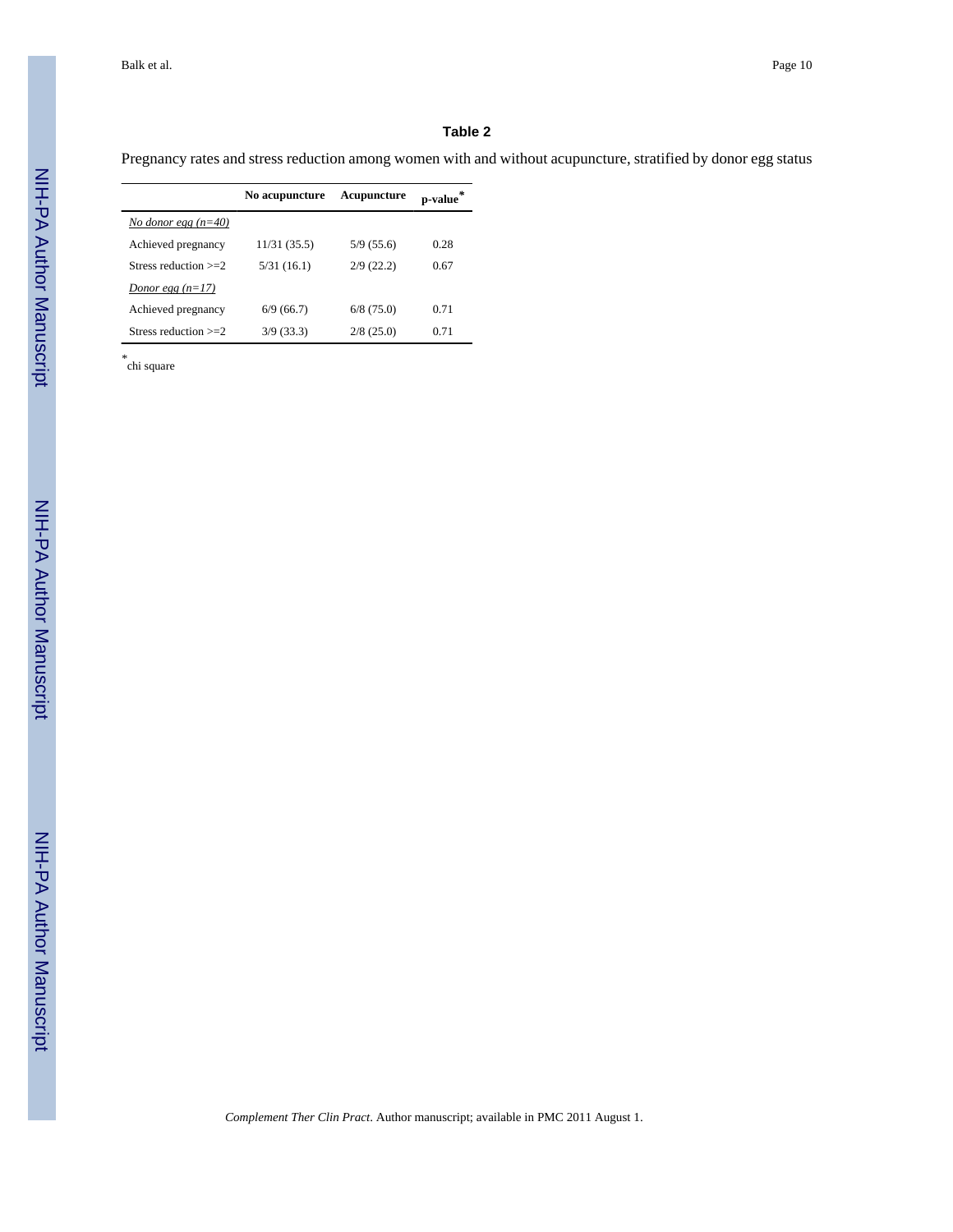### Table 2

Pregnancy rates and stress reduction among women with and without acupuncture, stratified by donor egg status

| | No acupuncture | Acupuncture | p-value* |
|---|---|---|---|
| *No donor egg (n=40)* | | | |
| Achieved pregnancy | 11/31 (35.5) | 5/9 (55.6) | 0.28 |
| Stress reduction >=2 | 5/31 (16.1) | 2/9 (22.2) | 0.67 |
| *Donor egg (n=17)* | | | |
| Achieved pregnancy | 6/9 (66.7) | 6/8 (75.0) | 0.71 |
| Stress reduction >=2 | 3/9 (33.3) | 2/8 (25.0) | 0.71 |

*chi square